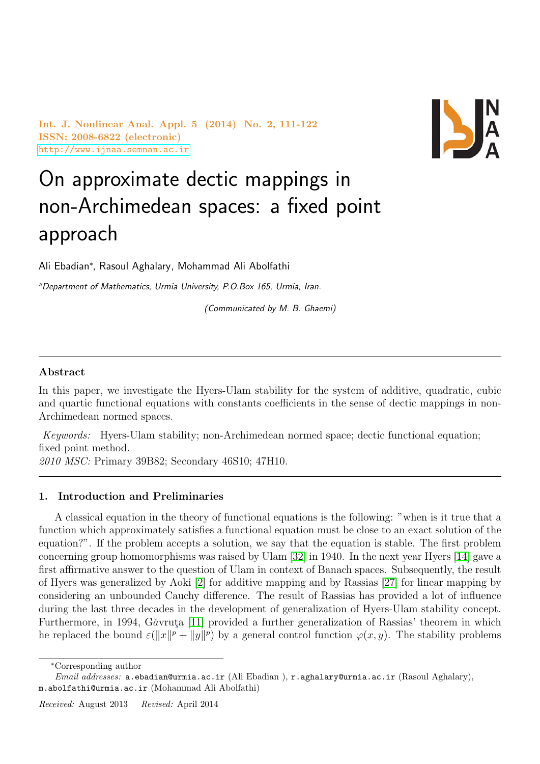# On approximate dectic mappings in non-Archimedean spaces: a fixed point approach

Ali Ebadian*, Rasoul Aghalary, Mohammad Ali Abolfathi

[a]*Department of Mathematics, Urmia University, P.O.Box 165, Urmia, Iran.*

*(Communicated by M. B. Ghaemi)*

---

### Abstract

In this paper, we investigate the Hyers-Ulam stability for the system of additive, quadratic, cubic and quartic functional equations with constants coefficients in the sense of dectic mappings in non-Archimedean normed spaces.

*Keywords:* Hyers-Ulam stability; non-Archimedean normed space; dectic functional equation; fixed point method.

*2010 MSC:* Primary 39B82; Secondary 46S10; 47H10.

---

## 1. Introduction and Preliminaries

A classical equation in the theory of functional equations is the following: "when is it true that a function which approximately satisfies a functional equation must be close to an exact solution of the equation?". If the problem accepts a solution, we say that the equation is stable. The first problem concerning group homomorphisms was raised by Ulam [32] in 1940. In the next year Hyers [14] gave a first affirmative answer to the question of Ulam in context of Banach spaces. Subsequently, the result of Hyers was generalized by Aoki [2] for additive mapping and by Rassias [27] for linear mapping by considering an unbounded Cauchy difference. The result of Rassias has provided a lot of influence during the last three decades in the development of generalization of Hyers-Ulam stability concept. Furthermore, in 1994, Găvruţa [11] provided a further generalization of Rassias' theorem in which he replaced the bound $\varepsilon(\|x\|^p + \|y\|^p)$ by a general control function $\varphi(x, y)$. The stability problems

---

*Corresponding author

*Email addresses:* a.ebadian@urmia.ac.ir (Ali Ebadian ), r.aghalary@urmia.ac.ir (Rasoul Aghalary), m.abolfathi@urmia.ac.ir (Mohammad Ali Abolfathi)

*Received:* August 2013 *Revised:* April 2014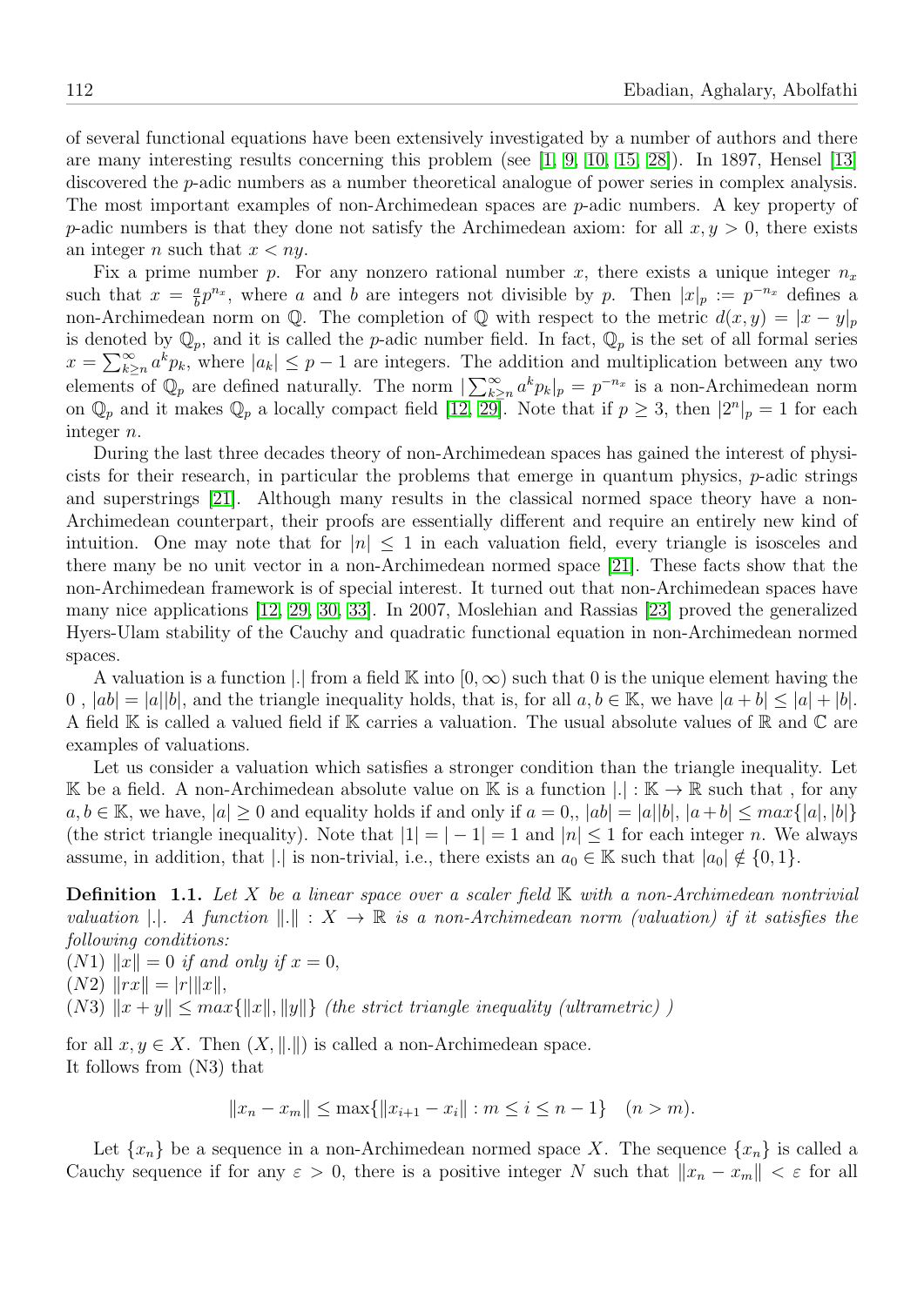of several functional equations have been extensively investigated by a number of authors and there are many interesting results concerning this problem (see [1, 9, 10, 15, 28]). In 1897, Hensel [13] discovered the $p$-adic numbers as a number theoretical analogue of power series in complex analysis. The most important examples of non-Archimedean spaces are $p$-adic numbers. A key property of $p$-adic numbers is that they done not satisfy the Archimedean axiom: for all $x, y > 0$, there exists an integer $n$ such that $x < ny$.

Fix a prime number $p$. For any nonzero rational number $x$, there exists a unique integer $n_x$ such that $x = \frac{a}{b}p^{n_x}$, where $a$ and $b$ are integers not divisible by $p$. Then $|x|_p := p^{-n_x}$ defines a non-Archimedean norm on $\mathbb{Q}$. The completion of $\mathbb{Q}$ with respect to the metric $d(x, y) = |x - y|_p$ is denoted by $\mathbb{Q}_p$, and it is called the $p$-adic number field. In fact, $\mathbb{Q}_p$ is the set of all formal series $x = \sum_{k \geq n}^{\infty} a^k p_k$, where $|a_k| \leq p - 1$ are integers. The addition and multiplication between any two elements of $\mathbb{Q}_p$ are defined naturally. The norm $|\sum_{k \geq n}^{\infty} a^k p_k|_p = p^{-n_x}$ is a non-Archimedean norm on $\mathbb{Q}_p$ and it makes $\mathbb{Q}_p$ a locally compact field [12, 29]. Note that if $p \geq 3$, then $|2^n|_p = 1$ for each integer $n$.

During the last three decades theory of non-Archimedean spaces has gained the interest of physicists for their research, in particular the problems that emerge in quantum physics, $p$-adic strings and superstrings [21]. Although many results in the classical normed space theory have a non-Archimedean counterpart, their proofs are essentially different and require an entirely new kind of intuition. One may note that for $|n| \leq 1$ in each valuation field, every triangle is isosceles and there many be no unit vector in a non-Archimedean normed space [21]. These facts show that the non-Archimedean framework is of special interest. It turned out that non-Archimedean spaces have many nice applications [12, 29, 30, 33]. In 2007, Moslehian and Rassias [23] proved the generalized Hyers-Ulam stability of the Cauchy and quadratic functional equation in non-Archimedean normed spaces.

A valuation is a function $|.|$ from a field $\mathbb{K}$ into $[0, \infty)$ such that 0 is the unique element having the 0 , $|ab| = |a||b|$, and the triangle inequality holds, that is, for all $a, b \in \mathbb{K}$, we have $|a + b| \leq |a| + |b|$. A field $\mathbb{K}$ is called a valued field if $\mathbb{K}$ carries a valuation. The usual absolute values of $\mathbb{R}$ and $\mathbb{C}$ are examples of valuations.

Let us consider a valuation which satisfies a stronger condition than the triangle inequality. Let $\mathbb{K}$ be a field. A non-Archimedean absolute value on $\mathbb{K}$ is a function $|.| : \mathbb{K} \to \mathbb{R}$ such that , for any $a, b \in \mathbb{K}$, we have, $|a| \geq 0$ and equality holds if and only if $a = 0$,, $|ab| = |a||b|$, $|a + b| \leq max\{|a|, |b|\}$ (the strict triangle inequality). Note that $|1| = |-1| = 1$ and $|n| \leq 1$ for each integer $n$. We always assume, in addition, that $|.|$ is non-trivial, i.e., there exists an $a_0 \in \mathbb{K}$ such that $|a_0| \notin \{0, 1\}$.

**Definition 1.1.** *Let $X$ be a linear space over a scaler field $\mathbb{K}$ with a non-Archimedean nontrivial valuation $|.|$. A function $\|.\| : X \to \mathbb{R}$ is a non-Archimedean norm (valuation) if it satisfies the following conditions:*
*(N1) $\|x\| = 0$ if and only if $x = 0$,*
*(N2) $\|rx\| = |r|\|x\|$,*
*(N3) $\|x + y\| \leq max\{\|x\|, \|y\|\}$ (the strict triangle inequality (ultrametric) )*

for all $x, y \in X$. Then $(X, \|.\|)$ is called a non-Archimedean space.
It follows from (N3) that

$$\|x_n - x_m\| \leq \max\{\|x_{i+1} - x_i\| : m \leq i \leq n - 1\} \quad (n > m).$$

Let $\{x_n\}$ be a sequence in a non-Archimedean normed space $X$. The sequence $\{x_n\}$ is called a Cauchy sequence if for any $\varepsilon > 0$, there is a positive integer $N$ such that $\|x_n - x_m\| < \varepsilon$ for all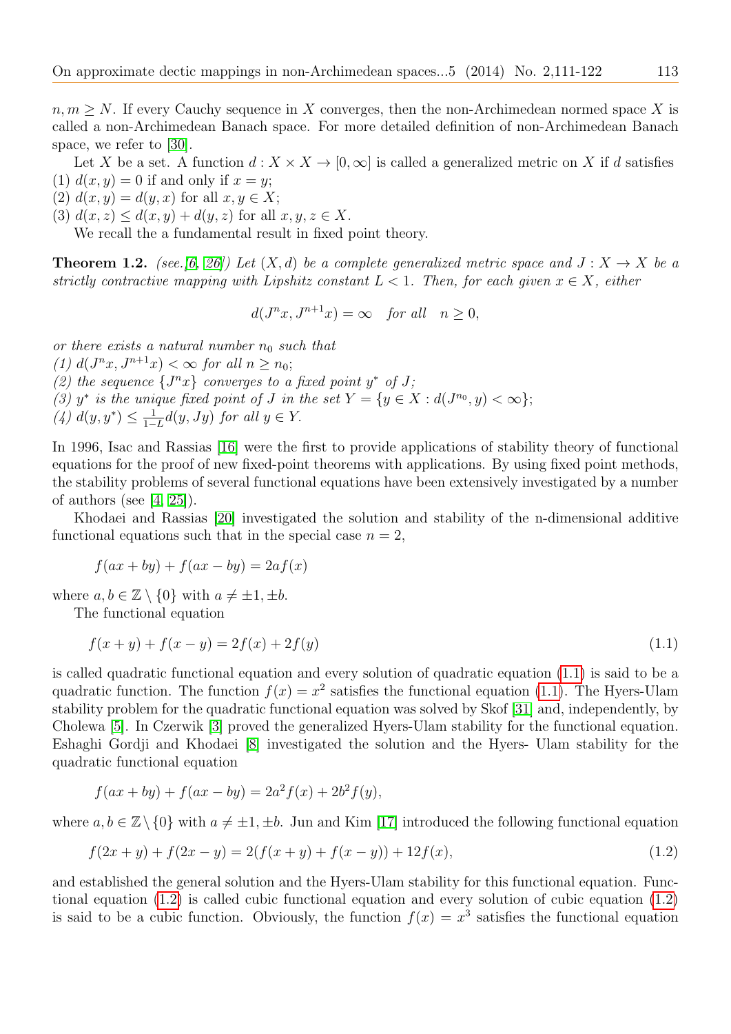$n, m \geq N$. If every Cauchy sequence in $X$ converges, then the non-Archimedean normed space $X$ is called a non-Archimedean Banach space. For more detailed definition of non-Archimedean Banach space, we refer to [30].

Let $X$ be a set. A function $d : X \times X \to [0, \infty]$ is called a generalized metric on $X$ if $d$ satisfies
(1) $d(x, y) = 0$ if and only if $x = y$;
(2) $d(x, y) = d(y, x)$ for all $x, y \in X$;
(3) $d(x, z) \leq d(x, y) + d(y, z)$ for all $x, y, z \in X$.

We recall the a fundamental result in fixed point theory.

**Theorem 1.2.** *(see.[6, 26]) Let $(X, d)$ be a complete generalized metric space and $J : X \to X$ be a strictly contractive mapping with Lipshitz constant $L < 1$. Then, for each given $x \in X$, either*

$$d(J^n x, J^{n+1} x) = \infty \quad \text{for all} \quad n \geq 0,$$

*or there exists a natural number $n_0$ such that*
*(1) $d(J^n x, J^{n+1} x) < \infty$ for all $n \geq n_0$;*
*(2) the sequence $\{J^n x\}$ converges to a fixed point $y^*$ of $J$;*
*(3) $y^*$ is the unique fixed point of $J$ in the set $Y = \{y \in X : d(J^{n_0}, y) < \infty\}$;*
*(4) $d(y, y^*) \leq \frac{1}{1-L} d(y, Jy)$ for all $y \in Y$.*

In 1996, Isac and Rassias [16] were the first to provide applications of stability theory of functional equations for the proof of new fixed-point theorems with applications. By using fixed point methods, the stability problems of several functional equations have been extensively investigated by a number of authors (see [4, 25]).

Khodaei and Rassias [20] investigated the solution and stability of the n-dimensional additive functional equations such that in the special case $n = 2$,

$$f(ax + by) + f(ax - by) = 2af(x)$$

where $a, b \in \mathbb{Z} \setminus \{0\}$ with $a \neq \pm 1, \pm b$.

The functional equation

$$f(x + y) + f(x - y) = 2f(x) + 2f(y) \tag{1.1}$$

is called quadratic functional equation and every solution of quadratic equation (1.1) is said to be a quadratic function. The function $f(x) = x^2$ satisfies the functional equation (1.1). The Hyers-Ulam stability problem for the quadratic functional equation was solved by Skof [31] and, independently, by Cholewa [5]. In Czerwik [3] proved the generalized Hyers-Ulam stability for the functional equation. Eshaghi Gordji and Khodaei [8] investigated the solution and the Hyers- Ulam stability for the quadratic functional equation

$$f(ax + by) + f(ax - by) = 2a^2 f(x) + 2b^2 f(y),$$

where $a, b \in \mathbb{Z} \setminus \{0\}$ with $a \neq \pm 1, \pm b$. Jun and Kim [17] introduced the following functional equation

$$f(2x + y) + f(2x - y) = 2(f(x + y) + f(x - y)) + 12f(x), \tag{1.2}$$

and established the general solution and the Hyers-Ulam stability for this functional equation. Functional equation (1.2) is called cubic functional equation and every solution of cubic equation (1.2) is said to be a cubic function. Obviously, the function $f(x) = x^3$ satisfies the functional equation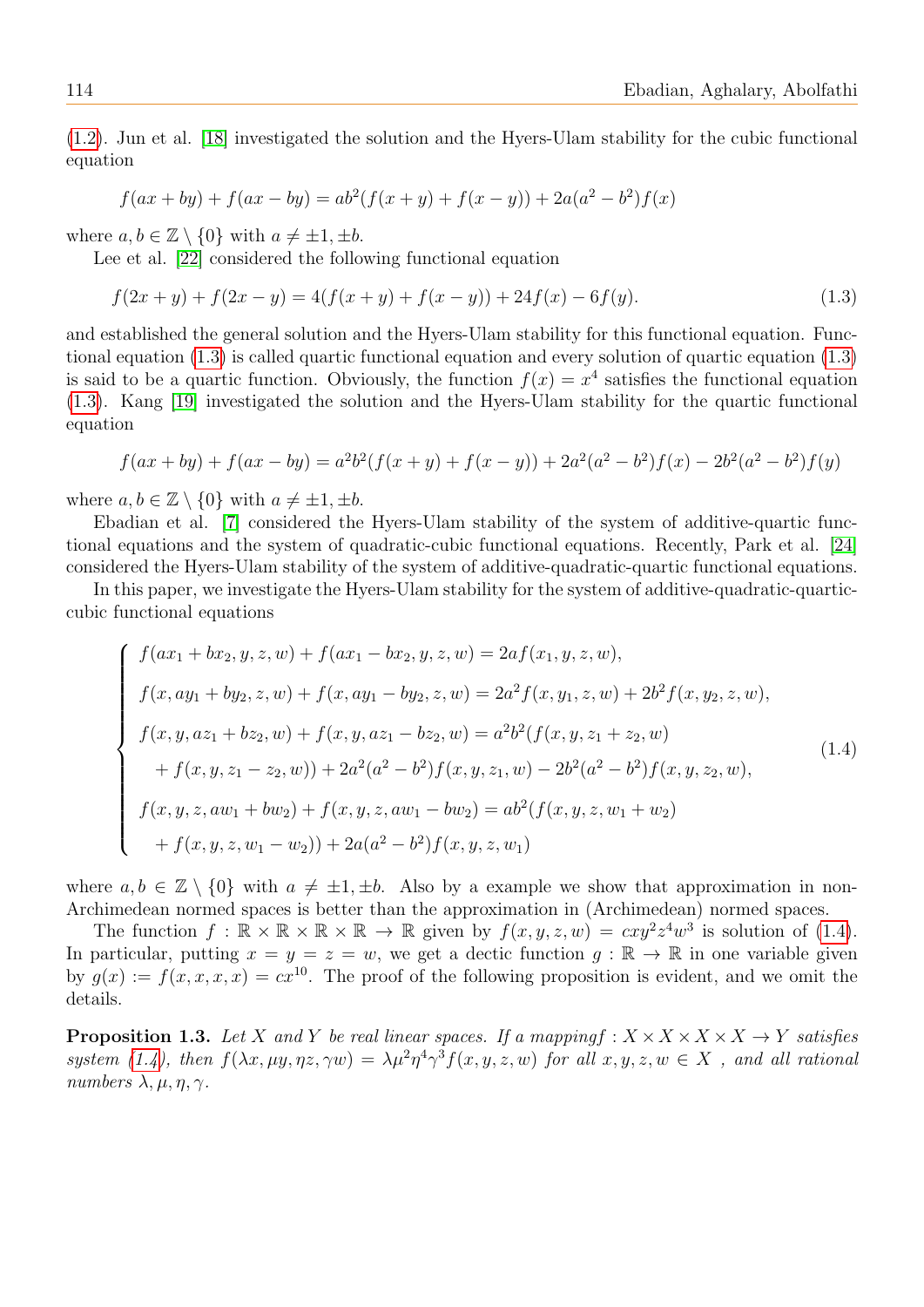(1.2). Jun et al. [18] investigated the solution and the Hyers-Ulam stability for the cubic functional equation

$$f(ax+by)+f(ax-by)=ab^2(f(x+y)+f(x-y))+2a(a^2-b^2)f(x)$$

where $a,b\in\mathbb{Z}\setminus\{0\}$ with $a\neq\pm1,\pm b$.

Lee et al. [22] considered the following functional equation

$$f(2x+y)+f(2x-y)=4(f(x+y)+f(x-y))+24f(x)-6f(y). \tag{1.3}$$

and established the general solution and the Hyers-Ulam stability for this functional equation. Functional equation (1.3) is called quartic functional equation and every solution of quartic equation (1.3) is said to be a quartic function. Obviously, the function $f(x)=x^4$ satisfies the functional equation (1.3). Kang [19] investigated the solution and the Hyers-Ulam stability for the quartic functional equation

$$f(ax+by)+f(ax-by)=a^2b^2(f(x+y)+f(x-y))+2a^2(a^2-b^2)f(x)-2b^2(a^2-b^2)f(y)$$

where $a,b\in\mathbb{Z}\setminus\{0\}$ with $a\neq\pm1,\pm b$.

Ebadian et al. [7] considered the Hyers-Ulam stability of the system of additive-quartic functional equations and the system of quadratic-cubic functional equations. Recently, Park et al. [24] considered the Hyers-Ulam stability of the system of additive-quadratic-quartic functional equations.

In this paper, we investigate the Hyers-Ulam stability for the system of additive-quadratic-quartic-cubic functional equations

$$\begin{cases} f(ax_1+bx_2,y,z,w)+f(ax_1-bx_2,y,z,w)=2af(x_1,y,z,w), \\ f(x,ay_1+by_2,z,w)+f(x,ay_1-by_2,z,w)=2a^2f(x,y_1,z,w)+2b^2f(x,y_2,z,w), \\ f(x,y,az_1+bz_2,w)+f(x,y,az_1-bz_2,w)=a^2b^2(f(x,y,z_1+z_2,w) \\ \quad +f(x,y,z_1-z_2,w))+2a^2(a^2-b^2)f(x,y,z_1,w)-2b^2(a^2-b^2)f(x,y,z_2,w), \\ f(x,y,z,aw_1+bw_2)+f(x,y,z,aw_1-bw_2)=ab^2(f(x,y,z,w_1+w_2) \\ \quad +f(x,y,z,w_1-w_2))+2a(a^2-b^2)f(x,y,z,w_1) \end{cases} \tag{1.4}$$

where $a,b\in\mathbb{Z}\setminus\{0\}$ with $a\neq\pm1,\pm b$. Also by a example we show that approximation in non-Archimedean normed spaces is better than the approximation in (Archimedean) normed spaces.

The function $f:\mathbb{R}\times\mathbb{R}\times\mathbb{R}\times\mathbb{R}\to\mathbb{R}$ given by $f(x,y,z,w)=cxy^2z^4w^3$ is solution of (1.4). In particular, putting $x=y=z=w$, we get a dectic function $g:\mathbb{R}\to\mathbb{R}$ in one variable given by $g(x):=f(x,x,x,x)=cx^{10}$. The proof of the following proposition is evident, and we omit the details.

**Proposition 1.3.** *Let $X$ and $Y$ be real linear spaces. If a mappingf $f:X\times X\times X\times X\to Y$ satisfies system (1.4), then $f(\lambda x,\mu y,\eta z,\gamma w)=\lambda\mu^2\eta^4\gamma^3f(x,y,z,w)$ for all $x,y,z,w\in X$ , and all rational numbers $\lambda,\mu,\eta,\gamma$.*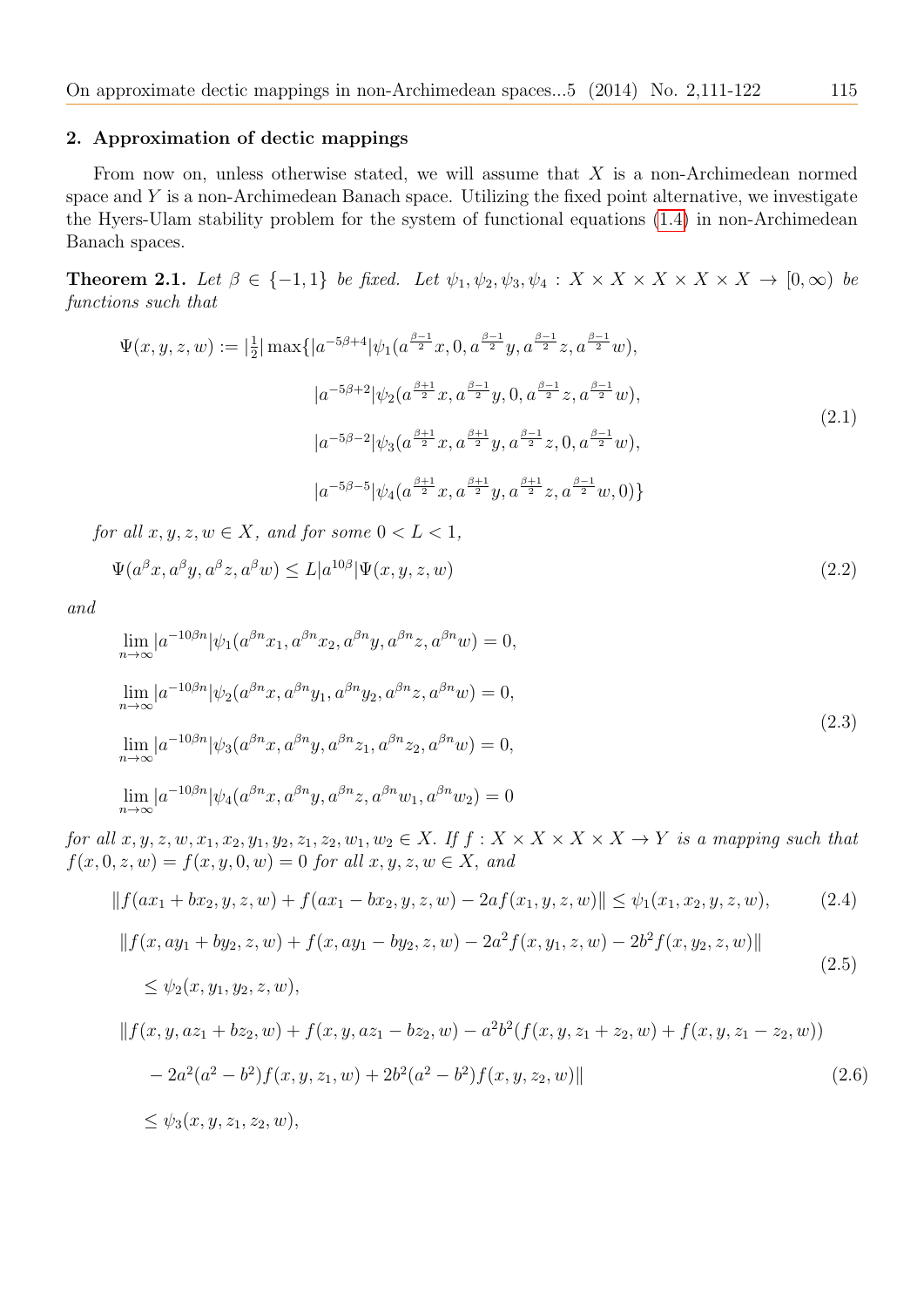## 2. Approximation of dectic mappings

From now on, unless otherwise stated, we will assume that $X$ is a non-Archimedean normed space and $Y$ is a non-Archimedean Banach space. Utilizing the fixed point alternative, we investigate the Hyers-Ulam stability problem for the system of functional equations (1.4) in non-Archimedean Banach spaces.

**Theorem 2.1.** *Let $\beta \in \{-1, 1\}$ be fixed. Let $\psi_1, \psi_2, \psi_3, \psi_4 : X \times X \times X \times X \times X \to [0, \infty)$ be functions such that*

$$
\begin{aligned}
\Psi(x, y, z, w) := |\tfrac{1}{2}| \max\{&|a^{-5\beta+4}|\psi_1(a^{\frac{\beta-1}{2}}x, 0, a^{\frac{\beta-1}{2}}y, a^{\frac{\beta-1}{2}}z, a^{\frac{\beta-1}{2}}w),\\
&|a^{-5\beta+2}|\psi_2(a^{\frac{\beta+1}{2}}x, a^{\frac{\beta-1}{2}}y, 0, a^{\frac{\beta-1}{2}}z, a^{\frac{\beta-1}{2}}w),\\
&|a^{-5\beta-2}|\psi_3(a^{\frac{\beta+1}{2}}x, a^{\frac{\beta+1}{2}}y, a^{\frac{\beta-1}{2}}z, 0, a^{\frac{\beta-1}{2}}w),\\
&|a^{-5\beta-5}|\psi_4(a^{\frac{\beta+1}{2}}x, a^{\frac{\beta+1}{2}}y, a^{\frac{\beta+1}{2}}z, a^{\frac{\beta-1}{2}}w, 0)\}
\end{aligned}
\tag{2.1}
$$

*for all $x, y, z, w \in X$, and for some $0 < L < 1$,*

$$
\Psi(a^\beta x, a^\beta y, a^\beta z, a^\beta w) \le L|a^{10\beta}|\Psi(x, y, z, w) \tag{2.2}
$$

*and*

$$
\begin{aligned}
&\lim_{n\to\infty} |a^{-10\beta n}|\psi_1(a^{\beta n}x_1, a^{\beta n}x_2, a^{\beta n}y, a^{\beta n}z, a^{\beta n}w) = 0,\\
&\lim_{n\to\infty} |a^{-10\beta n}|\psi_2(a^{\beta n}x, a^{\beta n}y_1, a^{\beta n}y_2, a^{\beta n}z, a^{\beta n}w) = 0,\\
&\lim_{n\to\infty} |a^{-10\beta n}|\psi_3(a^{\beta n}x, a^{\beta n}y, a^{\beta n}z_1, a^{\beta n}z_2, a^{\beta n}w) = 0,\\
&\lim_{n\to\infty} |a^{-10\beta n}|\psi_4(a^{\beta n}x, a^{\beta n}y, a^{\beta n}z, a^{\beta n}w_1, a^{\beta n}w_2) = 0
\end{aligned}
\tag{2.3}
$$

*for all $x, y, z, w, x_1, x_2, y_1, y_2, z_1, z_2, w_1, w_2 \in X$. If $f : X \times X \times X \times X \to Y$ is a mapping such that $f(x, 0, z, w) = f(x, y, 0, w) = 0$ for all $x, y, z, w \in X$, and*

$$
\|f(ax_1 + bx_2, y, z, w) + f(ax_1 - bx_2, y, z, w) - 2af(x_1, y, z, w)\| \le \psi_1(x_1, x_2, y, z, w), \tag{2.4}
$$

$$
\begin{aligned}
&\|f(x, ay_1 + by_2, z, w) + f(x, ay_1 - by_2, z, w) - 2a^2 f(x, y_1, z, w) - 2b^2 f(x, y_2, z, w)\|\\
&\le \psi_2(x, y_1, y_2, z, w),
\end{aligned}
\tag{2.5}
$$

$$
\begin{aligned}
&\|f(x, y, az_1 + bz_2, w) + f(x, y, az_1 - bz_2, w) - a^2b^2(f(x, y, z_1 + z_2, w) + f(x, y, z_1 - z_2, w))\\
&\quad - 2a^2(a^2 - b^2)f(x, y, z_1, w) + 2b^2(a^2 - b^2)f(x, y, z_2, w)\|\\
&\le \psi_3(x, y, z_1, z_2, w),
\end{aligned}
\tag{2.6}
$$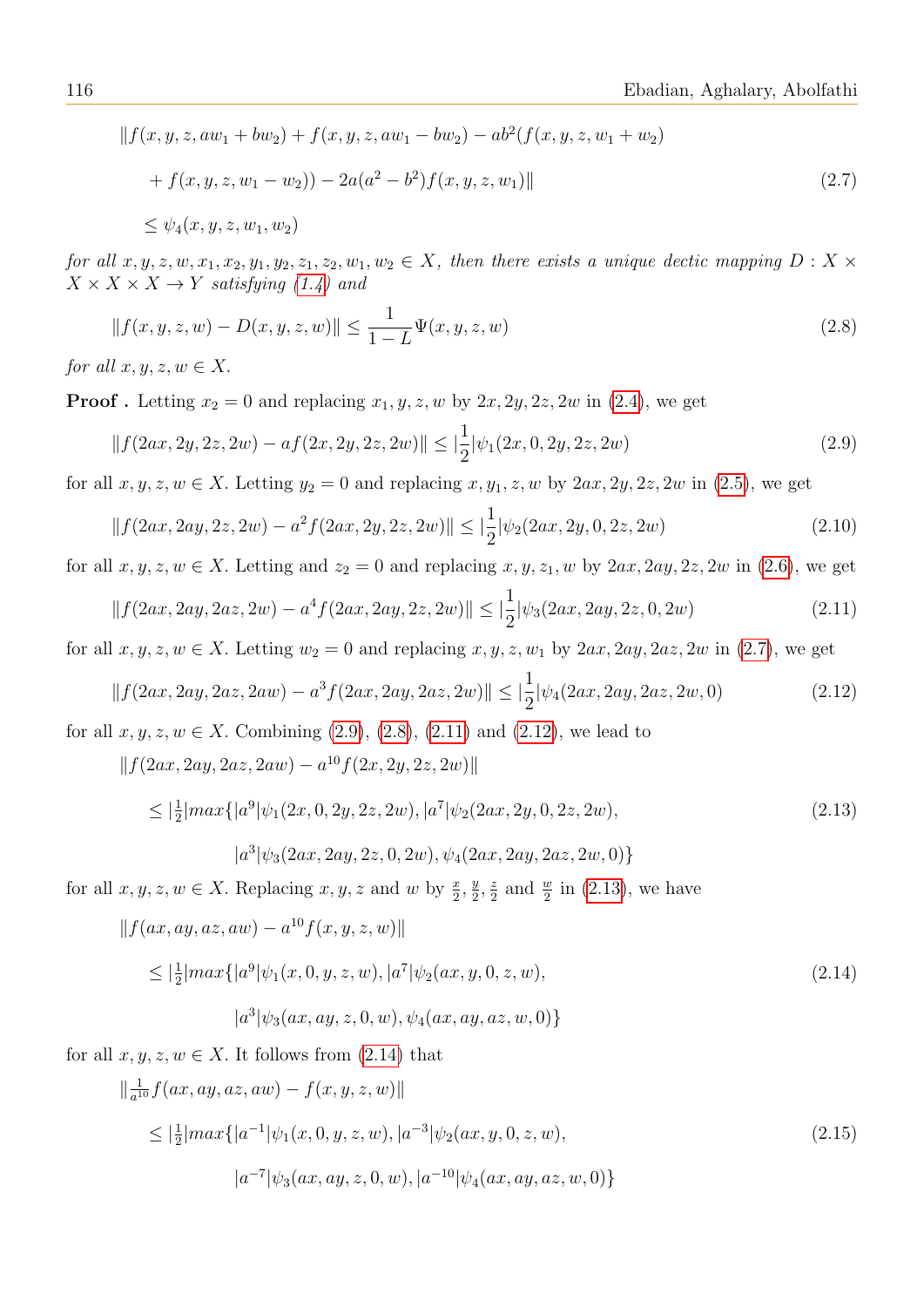$$\|f(x,y,z,aw_1+bw_2)+f(x,y,z,aw_1-bw_2)-ab^2(f(x,y,z,w_1+w_2)$$

$$+f(x,y,z,w_1-w_2))-2a(a^2-b^2)f(x,y,z,w_1)\| \tag{2.7}$$

$$\le \psi_4(x,y,z,w_1,w_2)$$

*for all $x,y,z,w,x_1,x_2,y_1,y_2,z_1,z_2,w_1,w_2 \in X$, then there exists a unique dectic mapping $D : X \times X \times X \times X \to Y$ satisfying (1.4) and*

$$\|f(x,y,z,w)-D(x,y,z,w)\| \le \frac{1}{1-L}\Psi(x,y,z,w) \tag{2.8}$$

*for all $x,y,z,w \in X$.*

**Proof .** Letting $x_2 = 0$ and replacing $x_1, y, z, w$ by $2x, 2y, 2z, 2w$ in (2.4), we get

$$\|f(2ax,2y,2z,2w)-af(2x,2y,2z,2w)\| \le |\frac{1}{2}|\psi_1(2x,0,2y,2z,2w) \tag{2.9}$$

for all $x,y,z,w \in X$. Letting $y_2 = 0$ and replacing $x, y_1, z, w$ by $2ax, 2y, 2z, 2w$ in (2.5), we get

$$\|f(2ax,2ay,2z,2w)-a^2f(2ax,2y,2z,2w)\| \le |\frac{1}{2}|\psi_2(2ax,2y,0,2z,2w) \tag{2.10}$$

for all $x,y,z,w \in X$. Letting and $z_2 = 0$ and replacing $x, y, z_1, w$ by $2ax, 2ay, 2z, 2w$ in (2.6), we get

$$\|f(2ax,2ay,2az,2w)-a^4f(2ax,2ay,2z,2w)\| \le |\frac{1}{2}|\psi_3(2ax,2ay,2z,0,2w) \tag{2.11}$$

for all $x,y,z,w \in X$. Letting $w_2 = 0$ and replacing $x, y, z, w_1$ by $2ax, 2ay, 2az, 2w$ in (2.7), we get

$$\|f(2ax,2ay,2az,2aw)-a^3f(2ax,2ay,2az,2w)\| \le |\frac{1}{2}|\psi_4(2ax,2ay,2az,2w,0) \tag{2.12}$$

for all $x,y,z,w \in X$. Combining (2.9), (2.8), (2.11) and (2.12), we lead to

$$\|f(2ax,2ay,2az,2aw)-a^{10}f(2x,2y,2z,2w)\|$$

$$\le |\tfrac{1}{2}|max\{|a^9|\psi_1(2x,0,2y,2z,2w),|a^7|\psi_2(2ax,2y,0,2z,2w), \tag{2.13}$$

$$|a^3|\psi_3(2ax,2ay,2z,0,2w),\psi_4(2ax,2ay,2az,2w,0)\}$$

for all $x,y,z,w \in X$. Replacing $x, y, z$ and $w$ by $\frac{x}{2}, \frac{y}{2}, \frac{z}{2}$ and $\frac{w}{2}$ in (2.13), we have

$$\|f(ax,ay,az,aw)-a^{10}f(x,y,z,w)\|$$

$$\le |\tfrac{1}{2}|max\{|a^9|\psi_1(x,0,y,z,w),|a^7|\psi_2(ax,y,0,z,w), \tag{2.14}$$

$$|a^3|\psi_3(ax,ay,z,0,w),\psi_4(ax,ay,az,w,0)\}$$

for all $x,y,z,w \in X$. It follows from (2.14) that

$$\|\tfrac{1}{a^{10}}f(ax,ay,az,aw)-f(x,y,z,w)\|$$

$$\le |\tfrac{1}{2}|max\{|a^{-1}|\psi_1(x,0,y,z,w),|a^{-3}|\psi_2(ax,y,0,z,w), \tag{2.15}$$

$$|a^{-7}|\psi_3(ax,ay,z,0,w),|a^{-10}|\psi_4(ax,ay,az,w,0)\}$$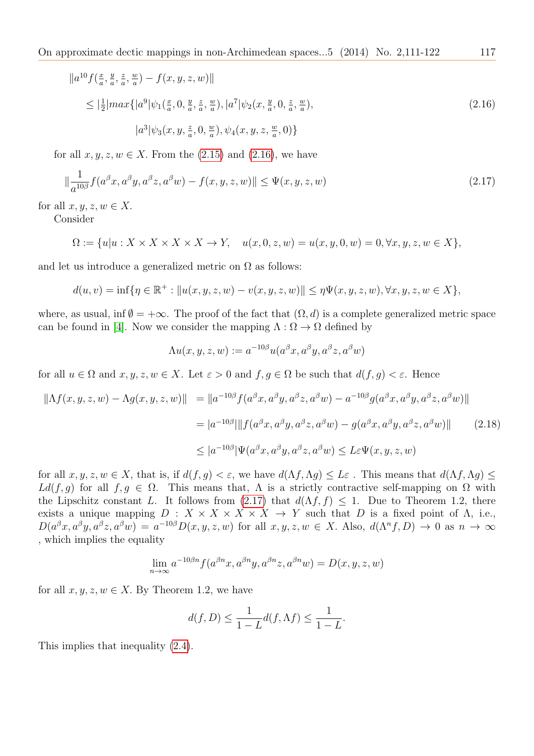$$
\begin{aligned}
&\|a^{10}f(\tfrac{x}{a},\tfrac{y}{a},\tfrac{z}{a},\tfrac{w}{a})-f(x,y,z,w)\| \\
&\quad\le |\tfrac{1}{2}| max\{|a^9|\psi_1(\tfrac{x}{a},0,\tfrac{y}{a},\tfrac{z}{a},\tfrac{w}{a}),|a^7|\psi_2(x,\tfrac{y}{a},0,\tfrac{z}{a},\tfrac{w}{a}), \\
&\qquad |a^3|\psi_3(x,y,\tfrac{z}{a},0,\tfrac{w}{a}),\psi_4(x,y,z,\tfrac{w}{a},0)\}
\end{aligned}
\tag{2.16}
$$

for all $x,y,z,w\in X$. From the (2.15) and (2.16), we have

$$
\|\frac{1}{a^{10\beta}}f(a^\beta x,a^\beta y,a^\beta z,a^\beta w)-f(x,y,z,w)\|\le\Psi(x,y,z,w)
\tag{2.17}
$$

for all $x,y,z,w\in X$.

Consider

$$
\Omega:=\{u|u:X\times X\times X\times X\to Y,\quad u(x,0,z,w)=u(x,y,0,w)=0,\forall x,y,z,w\in X\},
$$

and let us introduce a generalized metric on $\Omega$ as follows:

$$
d(u,v)=\inf\{\eta\in\mathbb{R}^+:\|u(x,y,z,w)-v(x,y,z,w)\|\le\eta\Psi(x,y,z,w),\forall x,y,z,w\in X\},
$$

where, as usual, $\inf\emptyset=+\infty$. The proof of the fact that $(\Omega,d)$ is a complete generalized metric space can be found in [4]. Now we consider the mapping $\Lambda:\Omega\to\Omega$ defined by

$$
\Lambda u(x,y,z,w):=a^{-10\beta}u(a^\beta x,a^\beta y,a^\beta z,a^\beta w)
$$

for all $u\in\Omega$ and $x,y,z,w\in X$. Let $\varepsilon>0$ and $f,g\in\Omega$ be such that $d(f,g)<\varepsilon$. Hence

$$
\begin{aligned}
\|\Lambda f(x,y,z,w)-\Lambda g(x,y,z,w)\| &= \|a^{-10\beta}f(a^\beta x,a^\beta y,a^\beta z,a^\beta w)-a^{-10\beta}g(a^\beta x,a^\beta y,a^\beta z,a^\beta w)\| \\
&= |a^{-10\beta}|\|f(a^\beta x,a^\beta y,a^\beta z,a^\beta w)-g(a^\beta x,a^\beta y,a^\beta z,a^\beta w)\| \\
&\le |a^{-10\beta}|\Psi(a^\beta x,a^\beta y,a^\beta z,a^\beta w)\le L\varepsilon\Psi(x,y,z,w)
\end{aligned}
\tag{2.18}
$$

for all $x,y,z,w\in X$, that is, if $d(f,g)<\varepsilon$, we have $d(\Lambda f,\Lambda g)\le L\varepsilon$ . This means that $d(\Lambda f,\Lambda g)\le Ld(f,g)$ for all $f,g\in\Omega$. This means that, $\Lambda$ is a strictly contractive self-mapping on $\Omega$ with the Lipschitz constant $L$. It follows from (2.17) that $d(\Lambda f,f)\le 1$. Due to Theorem 1.2, there exists a unique mapping $D:X\times X\times X\times X\to Y$ such that $D$ is a fixed point of $\Lambda$, i.e., $D(a^\beta x,a^\beta y,a^\beta z,a^\beta w)=a^{-10\beta}D(x,y,z,w)$ for all $x,y,z,w\in X$. Also, $d(\Lambda^n f,D)\to 0$ as $n\to\infty$ , which implies the equality

$$
\lim_{n\to\infty}a^{-10\beta n}f(a^{\beta n}x,a^{\beta n}y,a^{\beta n}z,a^{\beta n}w)=D(x,y,z,w)
$$

for all $x,y,z,w\in X$. By Theorem 1.2, we have

$$
d(f,D)\le\frac{1}{1-L}d(f,\Lambda f)\le\frac{1}{1-L}.
$$

This implies that inequality (2.4).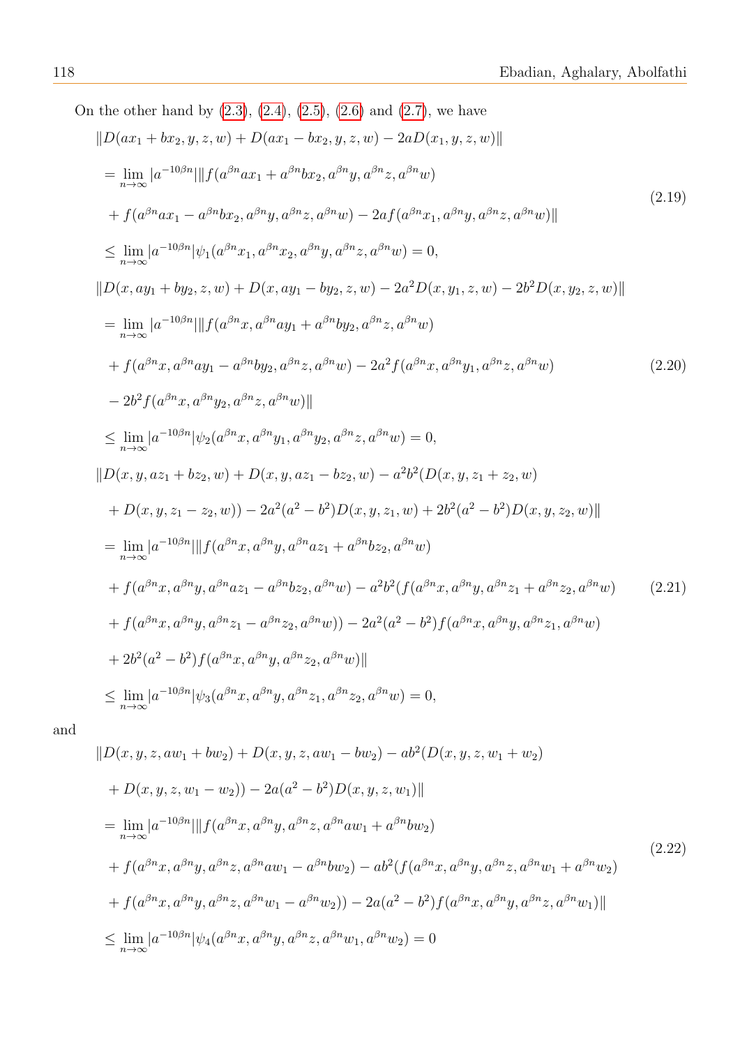On the other hand by (2.3), (2.4), (2.5), (2.6) and (2.7), we have

$$
\begin{aligned}
&\|D(ax_1+bx_2,y,z,w)+D(ax_1-bx_2,y,z,w)-2aD(x_1,y,z,w)\| \\
&=\lim_{n\to\infty}|a^{-10\beta n}|\|f(a^{\beta n}ax_1+a^{\beta n}bx_2,a^{\beta n}y,a^{\beta n}z,a^{\beta n}w) \\
&+f(a^{\beta n}ax_1-a^{\beta n}bx_2,a^{\beta n}y,a^{\beta n}z,a^{\beta n}w)-2af(a^{\beta n}x_1,a^{\beta n}y,a^{\beta n}z,a^{\beta n}w)\| \\
&\le \lim_{n\to\infty}|a^{-10\beta n}|\psi_1(a^{\beta n}x_1,a^{\beta n}x_2,a^{\beta n}y,a^{\beta n}z,a^{\beta n}w)=0,
\end{aligned}
\tag{2.19}
$$

$$
\begin{aligned}
&\|D(x,ay_1+by_2,z,w)+D(x,ay_1-by_2,z,w)-2a^2D(x,y_1,z,w)-2b^2D(x,y_2,z,w)\| \\
&=\lim_{n\to\infty}|a^{-10\beta n}|\|f(a^{\beta n}x,a^{\beta n}ay_1+a^{\beta n}by_2,a^{\beta n}z,a^{\beta n}w) \\
&+f(a^{\beta n}x,a^{\beta n}ay_1-a^{\beta n}by_2,a^{\beta n}z,a^{\beta n}w)-2a^2f(a^{\beta n}x,a^{\beta n}y_1,a^{\beta n}z,a^{\beta n}w) \\
&-2b^2f(a^{\beta n}x,a^{\beta n}y_2,a^{\beta n}z,a^{\beta n}w)\| \\
&\le \lim_{n\to\infty}|a^{-10\beta n}|\psi_2(a^{\beta n}x,a^{\beta n}y_1,a^{\beta n}y_2,a^{\beta n}z,a^{\beta n}w)=0,
\end{aligned}
\tag{2.20}
$$

$$
\begin{aligned}
&\|D(x,y,az_1+bz_2,w)+D(x,y,az_1-bz_2,w)-a^2b^2(D(x,y,z_1+z_2,w) \\
&+D(x,y,z_1-z_2,w))-2a^2(a^2-b^2)D(x,y,z_1,w)+2b^2(a^2-b^2)D(x,y,z_2,w)\| \\
&=\lim_{n\to\infty}|a^{-10\beta n}|\|f(a^{\beta n}x,a^{\beta n}y,a^{\beta n}az_1+a^{\beta n}bz_2,a^{\beta n}w) \\
&+f(a^{\beta n}x,a^{\beta n}y,a^{\beta n}az_1-a^{\beta n}bz_2,a^{\beta n}w)-a^2b^2(f(a^{\beta n}x,a^{\beta n}y,a^{\beta n}z_1+a^{\beta n}z_2,a^{\beta n}w) \\
&+f(a^{\beta n}x,a^{\beta n}y,a^{\beta n}z_1-a^{\beta n}z_2,a^{\beta n}w))-2a^2(a^2-b^2)f(a^{\beta n}x,a^{\beta n}y,a^{\beta n}z_1,a^{\beta n}w) \\
&+2b^2(a^2-b^2)f(a^{\beta n}x,a^{\beta n}y,a^{\beta n}z_2,a^{\beta n}w)\| \\
&\le \lim_{n\to\infty}|a^{-10\beta n}|\psi_3(a^{\beta n}x,a^{\beta n}y,a^{\beta n}z_1,a^{\beta n}z_2,a^{\beta n}w)=0,
\end{aligned}
\tag{2.21}
$$

and

$$
\begin{aligned}
&\|D(x,y,z,aw_1+bw_2)+D(x,y,z,aw_1-bw_2)-ab^2(D(x,y,z,w_1+w_2) \\
&+D(x,y,z,w_1-w_2))-2a(a^2-b^2)D(x,y,z,w_1)\| \\
&=\lim_{n\to\infty}|a^{-10\beta n}|\|f(a^{\beta n}x,a^{\beta n}y,a^{\beta n}z,a^{\beta n}aw_1+a^{\beta n}bw_2) \\
&+f(a^{\beta n}x,a^{\beta n}y,a^{\beta n}z,a^{\beta n}aw_1-a^{\beta n}bw_2)-ab^2(f(a^{\beta n}x,a^{\beta n}y,a^{\beta n}z,a^{\beta n}w_1+a^{\beta n}w_2) \\
&+f(a^{\beta n}x,a^{\beta n}y,a^{\beta n}z,a^{\beta n}w_1-a^{\beta n}w_2))-2a(a^2-b^2)f(a^{\beta n}x,a^{\beta n}y,a^{\beta n}z,a^{\beta n}w_1)\| \\
&\le \lim_{n\to\infty}|a^{-10\beta n}|\psi_4(a^{\beta n}x,a^{\beta n}y,a^{\beta n}z,a^{\beta n}w_1,a^{\beta n}w_2)=0
\end{aligned}
\tag{2.22}
$$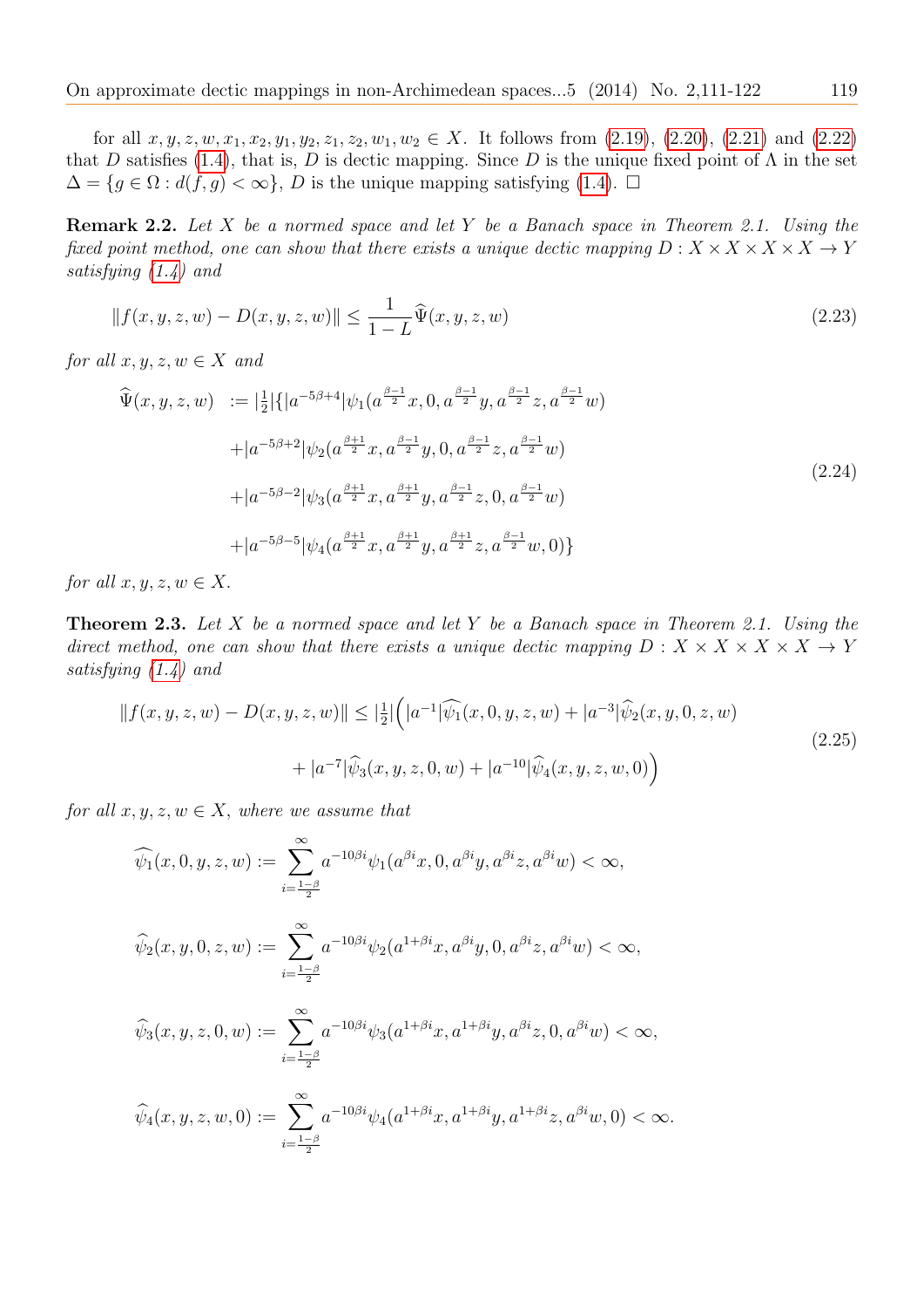for all $x, y, z, w, x_1, x_2, y_1, y_2, z_1, z_2, w_1, w_2 \in X$. It follows from (2.19), (2.20), (2.21) and (2.22) that $D$ satisfies (1.4), that is, $D$ is dectic mapping. Since $D$ is the unique fixed point of $\Lambda$ in the set $\Delta = \{g \in \Omega : d(f, g) < \infty\}$, $D$ is the unique mapping satisfying (1.4). $\square$

**Remark 2.2.** *Let $X$ be a normed space and let $Y$ be a Banach space in Theorem 2.1. Using the fixed point method, one can show that there exists a unique dectic mapping $D : X \times X \times X \times X \to Y$ satisfying (1.4) and*

$$\|f(x, y, z, w) - D(x, y, z, w)\| \leq \frac{1}{1-L}\widehat{\Psi}(x, y, z, w) \tag{2.23}$$

*for all $x, y, z, w \in X$ and*

$$\begin{aligned}
\widehat{\Psi}(x, y, z, w) \;&:= |\tfrac{1}{2}|\{|a^{-5\beta+4}|\psi_1(a^{\frac{\beta-1}{2}}x, 0, a^{\frac{\beta-1}{2}}y, a^{\frac{\beta-1}{2}}z, a^{\frac{\beta-1}{2}}w) \\
&+|a^{-5\beta+2}|\psi_2(a^{\frac{\beta+1}{2}}x, a^{\frac{\beta-1}{2}}y, 0, a^{\frac{\beta-1}{2}}z, a^{\frac{\beta-1}{2}}w) \\
&+|a^{-5\beta-2}|\psi_3(a^{\frac{\beta+1}{2}}x, a^{\frac{\beta+1}{2}}y, a^{\frac{\beta-1}{2}}z, 0, a^{\frac{\beta-1}{2}}w) \\
&+|a^{-5\beta-5}|\psi_4(a^{\frac{\beta+1}{2}}x, a^{\frac{\beta+1}{2}}y, a^{\frac{\beta+1}{2}}z, a^{\frac{\beta-1}{2}}w, 0)\}
\end{aligned} \tag{2.24}$$

*for all $x, y, z, w \in X$.*

**Theorem 2.3.** *Let $X$ be a normed space and let $Y$ be a Banach space in Theorem 2.1. Using the direct method, one can show that there exists a unique dectic mapping $D : X \times X \times X \times X \to Y$ satisfying (1.4) and*

$$\begin{aligned}
\|f(x, y, z, w) - D(x, y, z, w)\| \leq |\tfrac{1}{2}|\Big(&|a^{-1}|\widehat{\psi_1}(x, 0, y, z, w) + |a^{-3}|\widehat{\psi}_2(x, y, 0, z, w) \\
&+ |a^{-7}|\widehat{\psi}_3(x, y, z, 0, w) + |a^{-10}|\widehat{\psi}_4(x, y, z, w, 0)\Big)
\end{aligned} \tag{2.25}$$

*for all $x, y, z, w \in X$, where we assume that*

$$\widehat{\psi_1}(x, 0, y, z, w) := \sum_{i=\frac{1-\beta}{2}}^{\infty} a^{-10\beta i}\psi_1(a^{\beta i}x, 0, a^{\beta i}y, a^{\beta i}z, a^{\beta i}w) < \infty,$$

$$\widehat{\psi}_2(x, y, 0, z, w) := \sum_{i=\frac{1-\beta}{2}}^{\infty} a^{-10\beta i}\psi_2(a^{1+\beta i}x, a^{\beta i}y, 0, a^{\beta i}z, a^{\beta i}w) < \infty,$$

$$\widehat{\psi}_3(x, y, z, 0, w) := \sum_{i=\frac{1-\beta}{2}}^{\infty} a^{-10\beta i}\psi_3(a^{1+\beta i}x, a^{1+\beta i}y, a^{\beta i}z, 0, a^{\beta i}w) < \infty,$$

$$\widehat{\psi}_4(x, y, z, w, 0) := \sum_{i=\frac{1-\beta}{2}}^{\infty} a^{-10\beta i}\psi_4(a^{1+\beta i}x, a^{1+\beta i}y, a^{1+\beta i}z, a^{\beta i}w, 0) < \infty.$$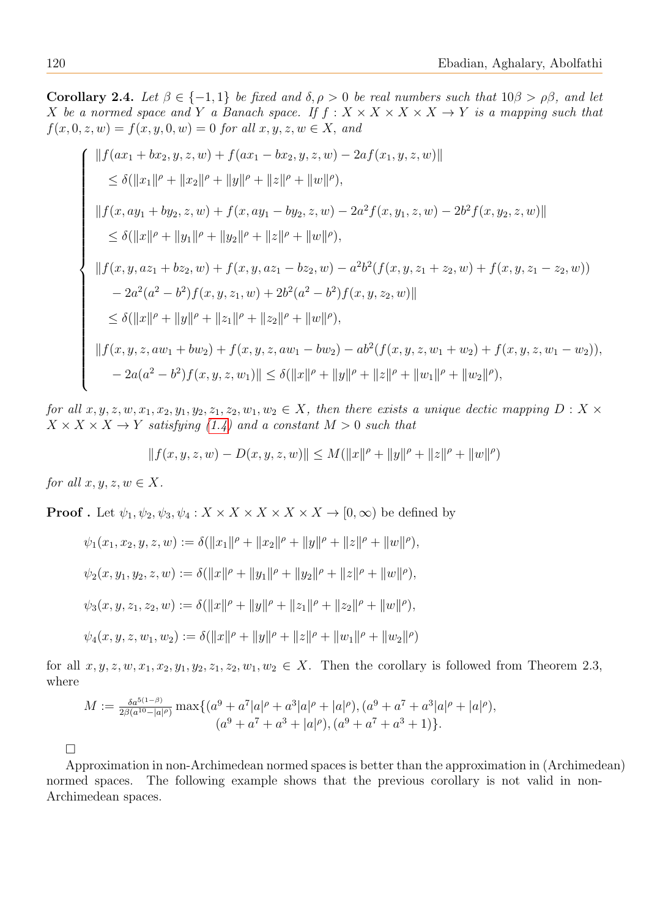**Corollary 2.4.** *Let $\beta \in \{-1, 1\}$ be fixed and $\delta, \rho > 0$ be real numbers such that $10\beta > \rho\beta$, and let $X$ be a normed space and $Y$ a Banach space. If $f : X \times X \times X \times X \to Y$ is a mapping such that $f(x, 0, z, w) = f(x, y, 0, w) = 0$ for all $x, y, z, w \in X$, and*

$$\begin{cases} \|f(ax_1 + bx_2, y, z, w) + f(ax_1 - bx_2, y, z, w) - 2af(x_1, y, z, w)\| \\ \quad \leq \delta(\|x_1\|^\rho + \|x_2\|^\rho + \|y\|^\rho + \|z\|^\rho + \|w\|^\rho), \\ \|f(x, ay_1 + by_2, z, w) + f(x, ay_1 - by_2, z, w) - 2a^2 f(x, y_1, z, w) - 2b^2 f(x, y_2, z, w)\| \\ \quad \leq \delta(\|x\|^\rho + \|y_1\|^\rho + \|y_2\|^\rho + \|z\|^\rho + \|w\|^\rho), \\ \|f(x, y, az_1 + bz_2, w) + f(x, y, az_1 - bz_2, w) - a^2b^2(f(x, y, z_1 + z_2, w) + f(x, y, z_1 - z_2, w)) \\ \quad - 2a^2(a^2 - b^2)f(x, y, z_1, w) + 2b^2(a^2 - b^2)f(x, y, z_2, w)\| \\ \quad \leq \delta(\|x\|^\rho + \|y\|^\rho + \|z_1\|^\rho + \|z_2\|^\rho + \|w\|^\rho), \\ \|f(x, y, z, aw_1 + bw_2) + f(x, y, z, aw_1 - bw_2) - ab^2(f(x, y, z, w_1 + w_2) + f(x, y, z, w_1 - w_2)), \\ \quad - 2a(a^2 - b^2)f(x, y, z, w_1)\| \leq \delta(\|x\|^\rho + \|y\|^\rho + \|z\|^\rho + \|w_1\|^\rho + \|w_2\|^\rho), \end{cases}$$

*for all $x, y, z, w, x_1, x_2, y_1, y_2, z_1, z_2, w_1, w_2 \in X$, then there exists a unique dectic mapping $D : X \times X \times X \times X \to Y$ satisfying (1.4) and a constant $M > 0$ such that*

$$\|f(x, y, z, w) - D(x, y, z, w)\| \leq M(\|x\|^\rho + \|y\|^\rho + \|z\|^\rho + \|w\|^\rho)$$

*for all $x, y, z, w \in X$.*

**Proof .** Let $\psi_1, \psi_2, \psi_3, \psi_4 : X \times X \times X \times X \times X \to [0, \infty)$ be defined by

$$\psi_1(x_1, x_2, y, z, w) := \delta(\|x_1\|^\rho + \|x_2\|^\rho + \|y\|^\rho + \|z\|^\rho + \|w\|^\rho),$$

$$\psi_2(x, y_1, y_2, z, w) := \delta(\|x\|^\rho + \|y_1\|^\rho + \|y_2\|^\rho + \|z\|^\rho + \|w\|^\rho),$$

$$\psi_3(x, y, z_1, z_2, w) := \delta(\|x\|^\rho + \|y\|^\rho + \|z_1\|^\rho + \|z_2\|^\rho + \|w\|^\rho),$$

$$\psi_4(x, y, z, w_1, w_2) := \delta(\|x\|^\rho + \|y\|^\rho + \|z\|^\rho + \|w_1\|^\rho + \|w_2\|^\rho)$$

for all $x, y, z, w, x_1, x_2, y_1, y_2, z_1, z_2, w_1, w_2 \in X$. Then the corollary is followed from Theorem 2.3, where

$$M := \frac{\delta a^{5(1-\beta)}}{2\beta(a^{10} - |a|^\rho)} \max\{(a^9 + a^7|a|^\rho + a^3|a|^\rho + |a|^\rho), (a^9 + a^7 + a^3|a|^\rho + |a|^\rho), (a^9 + a^7 + a^3 + |a|^\rho), (a^9 + a^7 + a^3 + 1)\}.$$

□

Approximation in non-Archimedean normed spaces is better than the approximation in (Archimedean) normed spaces. The following example shows that the previous corollary is not valid in non-Archimedean spaces.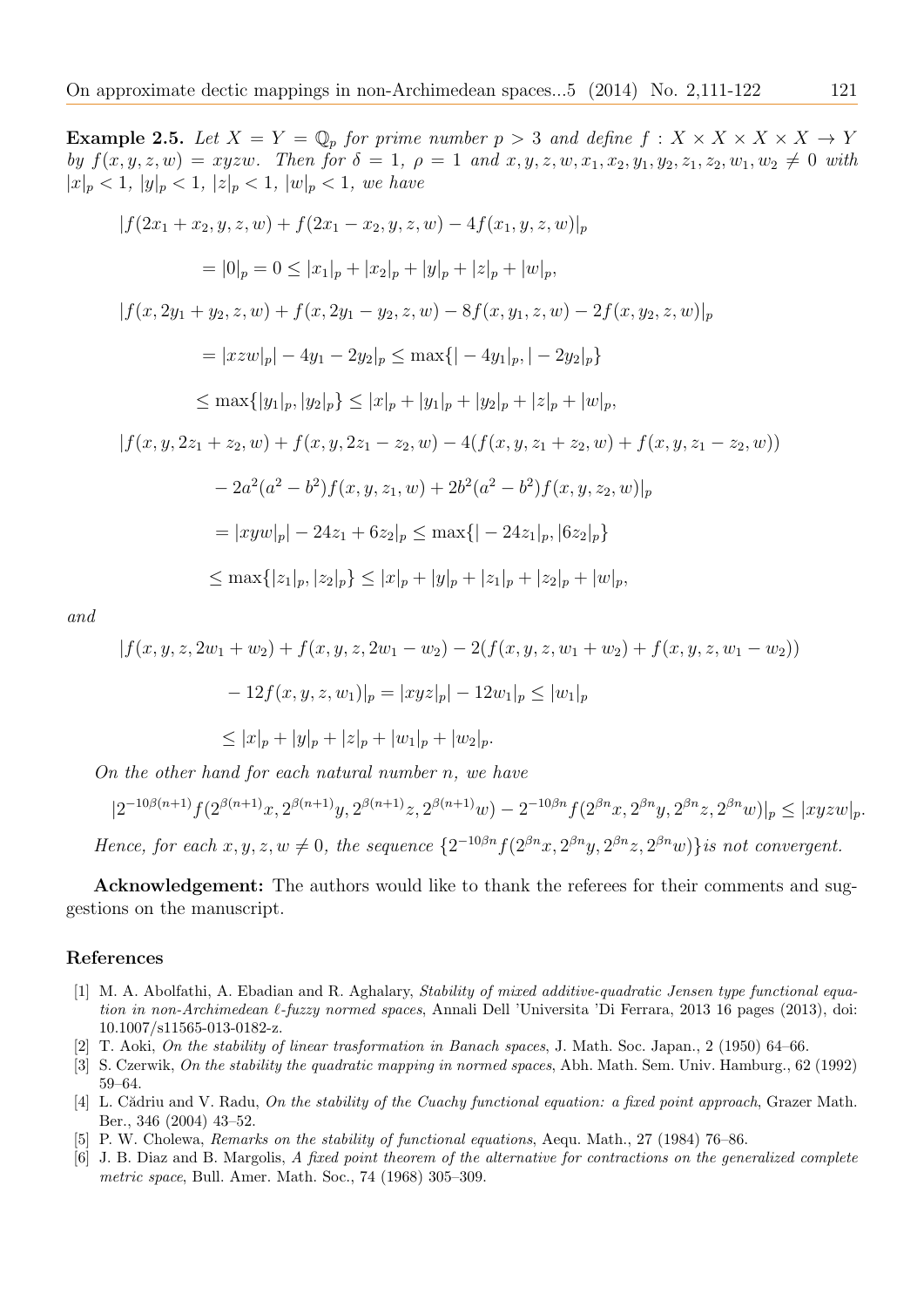**Example 2.5.** *Let $X = Y = \mathbb{Q}_p$ for prime number $p > 3$ and define $f : X \times X \times X \times X \to Y$ by $f(x, y, z, w) = xyzw$. Then for $\delta = 1$, $\rho = 1$ and $x, y, z, w, x_1, x_2, y_1, y_2, z_1, z_2, w_1, w_2 \neq 0$ with $|x|_p < 1$, $|y|_p < 1$, $|z|_p < 1$, $|w|_p < 1$, we have*

$$|f(2x_1 + x_2, y, z, w) + f(2x_1 - x_2, y, z, w) - 4f(x_1, y, z, w)|_p$$

$$= |0|_p = 0 \leq |x_1|_p + |x_2|_p + |y|_p + |z|_p + |w|_p,$$

$$|f(x, 2y_1 + y_2, z, w) + f(x, 2y_1 - y_2, z, w) - 8f(x, y_1, z, w) - 2f(x, y_2, z, w)|_p$$

$$= |xzw|_p| - 4y_1 - 2y_2|_p \leq \max\{| - 4y_1|_p, | - 2y_2|_p\}$$

$$\leq \max\{|y_1|_p, |y_2|_p\} \leq |x|_p + |y_1|_p + |y_2|_p + |z|_p + |w|_p,$$

$$|f(x, y, 2z_1 + z_2, w) + f(x, y, 2z_1 - z_2, w) - 4(f(x, y, z_1 + z_2, w) + f(x, y, z_1 - z_2, w))$$

$$- 2a^2(a^2 - b^2)f(x, y, z_1, w) + 2b^2(a^2 - b^2)f(x, y, z_2, w)|_p$$

$$= |xyw|_p| - 24z_1 + 6z_2|_p \leq \max\{| - 24z_1|_p, |6z_2|_p\}$$

$$\leq \max\{|z_1|_p, |z_2|_p\} \leq |x|_p + |y|_p + |z_1|_p + |z_2|_p + |w|_p,$$

*and*

$$|f(x, y, z, 2w_1 + w_2) + f(x, y, z, 2w_1 - w_2) - 2(f(x, y, z, w_1 + w_2) + f(x, y, z, w_1 - w_2))$$

$$- 12f(x, y, z, w_1)|_p = |xyz|_p| - 12w_1|_p \leq |w_1|_p$$

$$\leq |x|_p + |y|_p + |z|_p + |w_1|_p + |w_2|_p.$$

*On the other hand for each natural number $n$, we have*

$$|2^{-10\beta(n+1)}f(2^{\beta(n+1)}x, 2^{\beta(n+1)}y, 2^{\beta(n+1)}z, 2^{\beta(n+1)}w) - 2^{-10\beta n}f(2^{\beta n}x, 2^{\beta n}y, 2^{\beta n}z, 2^{\beta n}w)|_p \leq |xyzw|_p.$$

*Hence, for each $x, y, z, w \neq 0$, the sequence $\{2^{-10\beta n}f(2^{\beta n}x, 2^{\beta n}y, 2^{\beta n}z, 2^{\beta n}w)\}$is not convergent.*

**Acknowledgement:** The authors would like to thank the referees for their comments and suggestions on the manuscript.

## References

[1] M. A. Abolfathi, A. Ebadian and R. Aghalary, *Stability of mixed additive-quadratic Jensen type functional equation in non-Archimedean ℓ-fuzzy normed spaces*, Annali Dell 'Universita 'Di Ferrara, 2013 16 pages (2013), doi: 10.1007/s11565-013-0182-z.

[2] T. Aoki, *On the stability of linear trasformation in Banach spaces*, J. Math. Soc. Japan., 2 (1950) 64–66.

[3] S. Czerwik, *On the stability the quadratic mapping in normed spaces*, Abh. Math. Sem. Univ. Hamburg., 62 (1992) 59–64.

[4] L. Cădriu and V. Radu, *On the stability of the Cuachy functional equation: a fixed point approach*, Grazer Math. Ber., 346 (2004) 43–52.

[5] P. W. Cholewa, *Remarks on the stability of functional equations*, Aequ. Math., 27 (1984) 76–86.

[6] J. B. Diaz and B. Margolis, *A fixed point theorem of the alternative for contractions on the generalized complete metric space*, Bull. Amer. Math. Soc., 74 (1968) 305–309.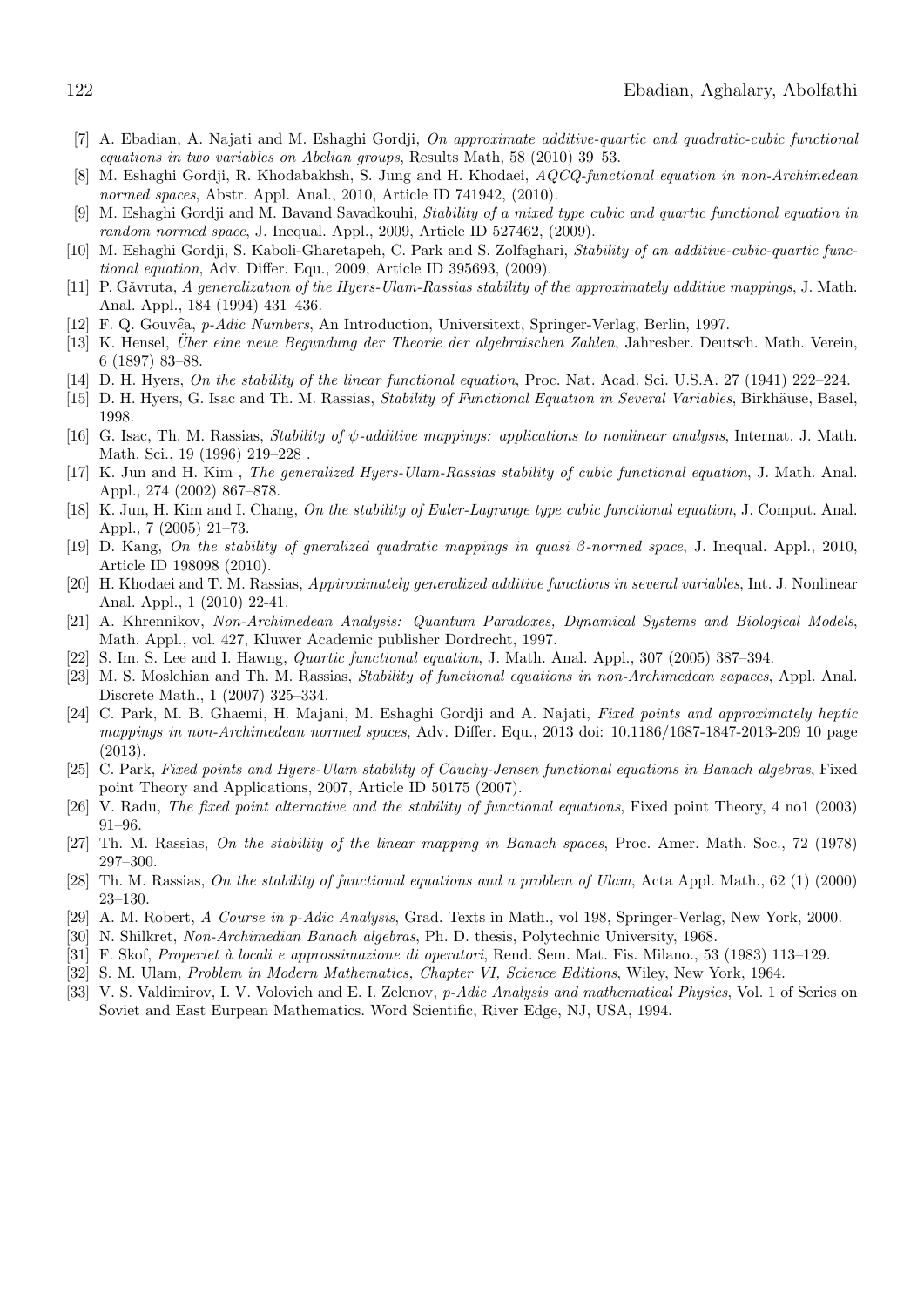[7] A. Ebadian, A. Najati and M. Eshaghi Gordji, *On approximate additive-quartic and quadratic-cubic functional equations in two variables on Abelian groups*, Results Math, 58 (2010) 39–53.

[8] M. Eshaghi Gordji, R. Khodabakhsh, S. Jung and H. Khodaei, *AQCQ-functional equation in non-Archimedean normed spaces*, Abstr. Appl. Anal., 2010, Article ID 741942, (2010).

[9] M. Eshaghi Gordji and M. Bavand Savadkouhi, *Stability of a mixed type cubic and quartic functional equation in random normed space*, J. Inequal. Appl., 2009, Article ID 527462, (2009).

[10] M. Eshaghi Gordji, S. Kaboli-Gharetapeh, C. Park and S. Zolfaghari, *Stability of an additive-cubic-quartic functional equation*, Adv. Differ. Equ., 2009, Article ID 395693, (2009).

[11] P. Găvruta, *A generalization of the Hyers-Ulam-Rassias stability of the approximately additive mappings*, J. Math. Anal. Appl., 184 (1994) 431–436.

[12] F. Q. Gouvêa, *p-Adic Numbers*, An Introduction, Universitext, Springer-Verlag, Berlin, 1997.

[13] K. Hensel, *Über eine neue Begundung der Theorie der algebraischen Zahlen*, Jahresber. Deutsch. Math. Verein, 6 (1897) 83–88.

[14] D. H. Hyers, *On the stability of the linear functional equation*, Proc. Nat. Acad. Sci. U.S.A. 27 (1941) 222–224.

[15] D. H. Hyers, G. Isac and Th. M. Rassias, *Stability of Functional Equation in Several Variables*, Birkhäuse, Basel, 1998.

[16] G. Isac, Th. M. Rassias, *Stability of $\psi$-additive mappings: applications to nonlinear analysis*, Internat. J. Math. Math. Sci., 19 (1996) 219–228 .

[17] K. Jun and H. Kim , *The generalized Hyers-Ulam-Rassias stability of cubic functional equation*, J. Math. Anal. Appl., 274 (2002) 867–878.

[18] K. Jun, H. Kim and I. Chang, *On the stability of Euler-Lagrange type cubic functional equation*, J. Comput. Anal. Appl., 7 (2005) 21–73.

[19] D. Kang, *On the stability of gneralized quadratic mappings in quasi $\beta$-normed space*, J. Inequal. Appl., 2010, Article ID 198098 (2010).

[20] H. Khodaei and T. M. Rassias, *Appiroximately generalized additive functions in several variables*, Int. J. Nonlinear Anal. Appl., 1 (2010) 22-41.

[21] A. Khrennikov, *Non-Archimedean Analysis: Quantum Paradoxes, Dynamical Systems and Biological Models*, Math. Appl., vol. 427, Kluwer Academic publisher Dordrecht, 1997.

[22] S. Im. S. Lee and I. Hawng, *Quartic functional equation*, J. Math. Anal. Appl., 307 (2005) 387–394.

[23] M. S. Moslehian and Th. M. Rassias, *Stability of functional equations in non-Archimedean sapaces*, Appl. Anal. Discrete Math., 1 (2007) 325–334.

[24] C. Park, M. B. Ghaemi, H. Majani, M. Eshaghi Gordji and A. Najati, *Fixed points and approximately heptic mappings in non-Archimedean normed spaces*, Adv. Differ. Equ., 2013 doi: 10.1186/1687-1847-2013-209 10 page (2013).

[25] C. Park, *Fixed points and Hyers-Ulam stability of Cauchy-Jensen functional equations in Banach algebras*, Fixed point Theory and Applications, 2007, Article ID 50175 (2007).

[26] V. Radu, *The fixed point alternative and the stability of functional equations*, Fixed point Theory, 4 no1 (2003) 91–96.

[27] Th. M. Rassias, *On the stability of the linear mapping in Banach spaces*, Proc. Amer. Math. Soc., 72 (1978) 297–300.

[28] Th. M. Rassias, *On the stability of functional equations and a problem of Ulam*, Acta Appl. Math., 62 (1) (2000) 23–130.

[29] A. M. Robert, *A Course in p-Adic Analysis*, Grad. Texts in Math., vol 198, Springer-Verlag, New York, 2000.

[30] N. Shilkret, *Non-Archimedian Banach algebras*, Ph. D. thesis, Polytechnic University, 1968.

[31] F. Skof, *Properiet à locali e approssimazione di operatori*, Rend. Sem. Mat. Fis. Milano., 53 (1983) 113–129.

[32] S. M. Ulam, *Problem in Modern Mathematics, Chapter VI, Science Editions*, Wiley, New York, 1964.

[33] V. S. Valdimirov, I. V. Volovich and E. I. Zelenov, *p-Adic Analysis and mathematical Physics*, Vol. 1 of Series on Soviet and East Eurpean Mathematics. Word Scientific, River Edge, NJ, USA, 1994.